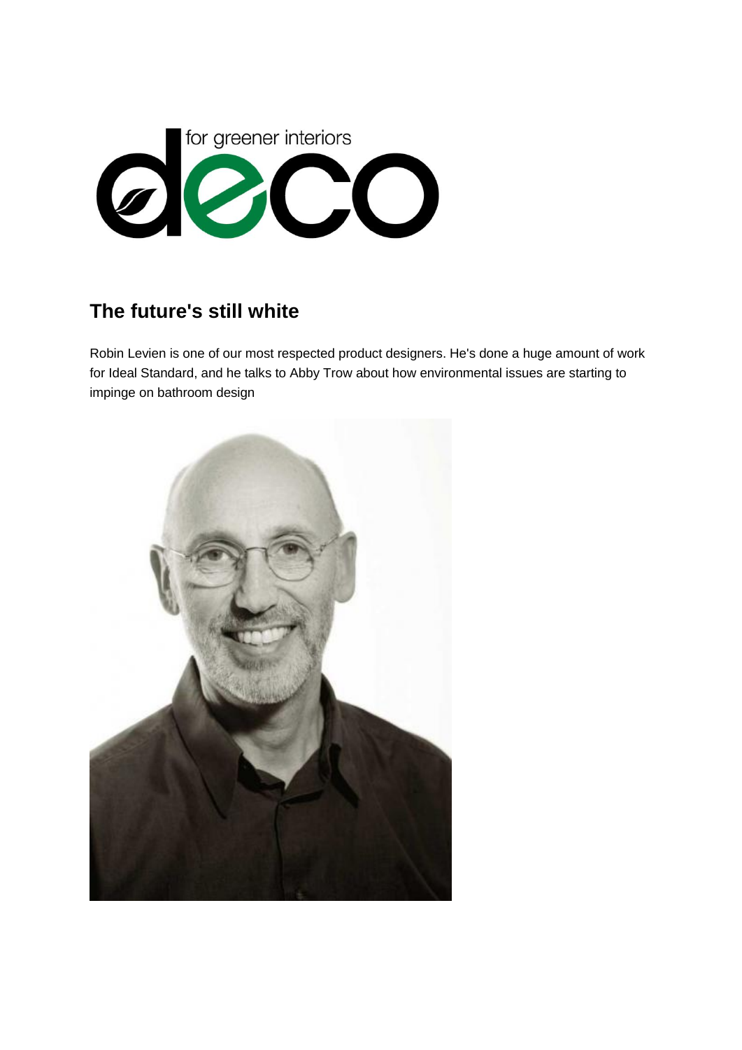for greener interiors

# deco

## The future's still white

Robin Levien is one of our most respected product designers. He's done a huge amount of work for Ideal Standard, and he talks to Abby Trow about how environmental issues are starting to impinge on bathroom design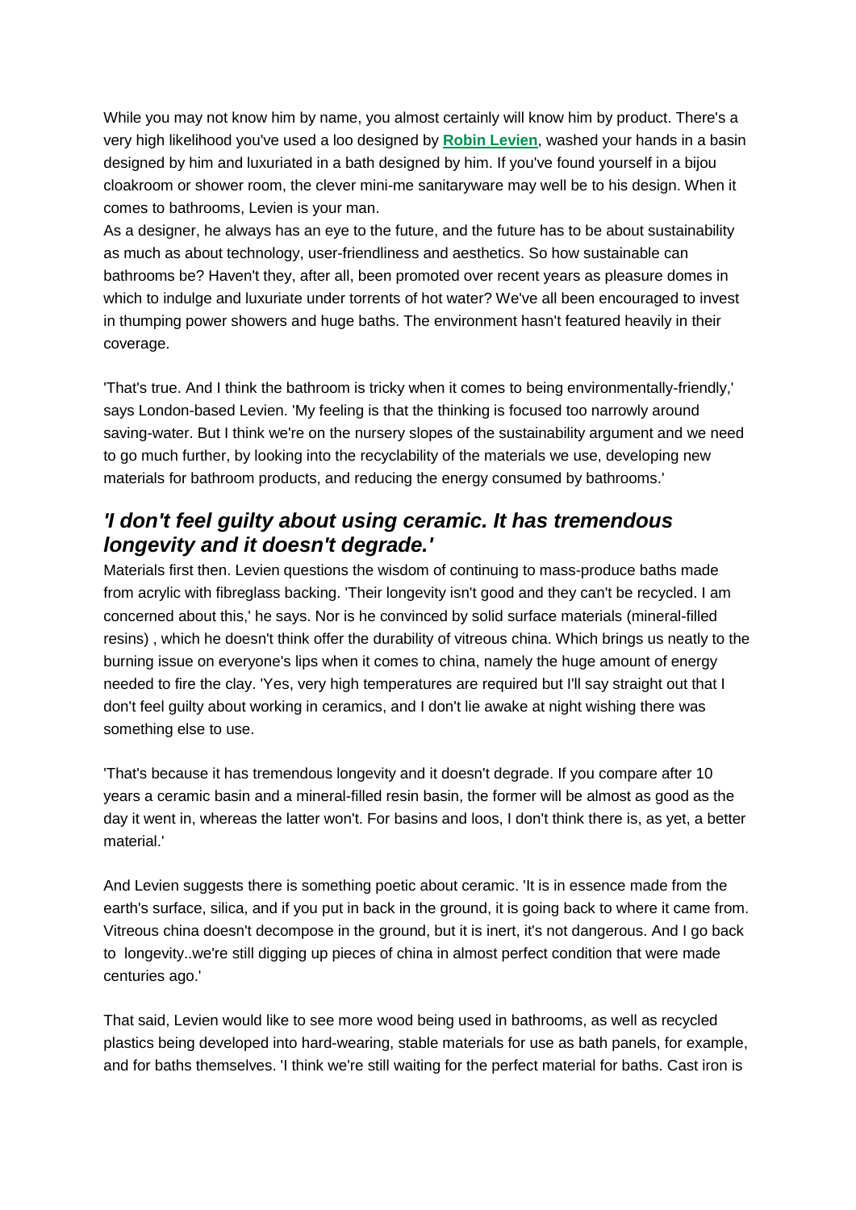While you may not know him by name, you almost certainly will know him by product. There's a very high likelihood you've used a loo designed by **[Robin Levien](Robin Levien)**, washed your hands in a basin designed by him and luxuriated in a bath designed by him. If you've found yourself in a bijou cloakroom or shower room, the clever mini-me sanitaryware may well be to his design. When it comes to bathrooms, Levien is your man.

As a designer, he always has an eye to the future, and the future has to be about sustainability as much as about technology, user-friendliness and aesthetics. So how sustainable can bathrooms be? Haven't they, after all, been promoted over recent years as pleasure domes in which to indulge and luxuriate under torrents of hot water? We've all been encouraged to invest in thumping power showers and huge baths. The environment hasn't featured heavily in their coverage.

'That's true. And I think the bathroom is tricky when it comes to being environmentally-friendly,' says London-based Levien. 'My feeling is that the thinking is focused too narrowly around saving-water. But I think we're on the nursery slopes of the sustainability argument and we need to go much further, by looking into the recyclability of the materials we use, developing new materials for bathroom products, and reducing the energy consumed by bathrooms.'

## *'I don't feel guilty about using ceramic. It has tremendous longevity and it doesn't degrade.'*

Materials first then. Levien questions the wisdom of continuing to mass-produce baths made from acrylic with fibreglass backing. 'Their longevity isn't good and they can't be recycled. I am concerned about this,' he says. Nor is he convinced by solid surface materials (mineral-filled resins) , which he doesn't think offer the durability of vitreous china. Which brings us neatly to the burning issue on everyone's lips when it comes to china, namely the huge amount of energy needed to fire the clay. 'Yes, very high temperatures are required but I'll say straight out that I don't feel guilty about working in ceramics, and I don't lie awake at night wishing there was something else to use.

'That's because it has tremendous longevity and it doesn't degrade. If you compare after 10 years a ceramic basin and a mineral-filled resin basin, the former will be almost as good as the day it went in, whereas the latter won't. For basins and loos, I don't think there is, as yet, a better material.'

And Levien suggests there is something poetic about ceramic. 'It is in essence made from the earth's surface, silica, and if you put in back in the ground, it is going back to where it came from. Vitreous china doesn't decompose in the ground, but it is inert, it's not dangerous. And I go back to longevity..we're still digging up pieces of china in almost perfect condition that were made centuries ago.'

That said, Levien would like to see more wood being used in bathrooms, as well as recycled plastics being developed into hard-wearing, stable materials for use as bath panels, for example, and for baths themselves. 'I think we're still waiting for the perfect material for baths. Cast iron is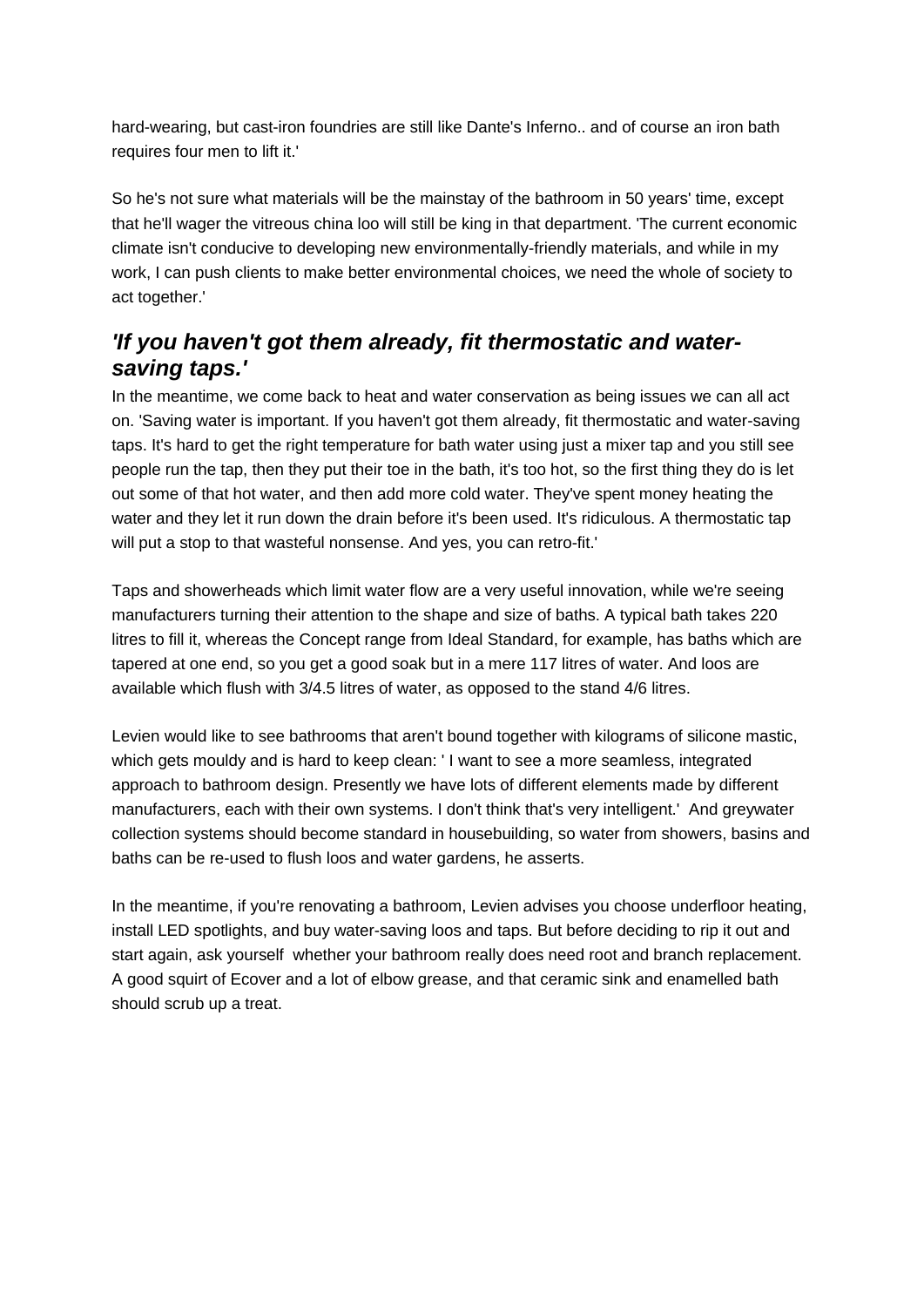hard-wearing, but cast-iron foundries are still like Dante's Inferno.. and of course an iron bath requires four men to lift it.'

So he's not sure what materials will be the mainstay of the bathroom in 50 years' time, except that he'll wager the vitreous china loo will still be king in that department. 'The current economic climate isn't conducive to developing new environmentally-friendly materials, and while in my work, I can push clients to make better environmental choices, we need the whole of society to act together.'

## *'If you haven't got them already, fit thermostatic and water-saving taps.'*

In the meantime, we come back to heat and water conservation as being issues we can all act on. 'Saving water is important. If you haven't got them already, fit thermostatic and water-saving taps. It's hard to get the right temperature for bath water using just a mixer tap and you still see people run the tap, then they put their toe in the bath, it's too hot, so the first thing they do is let out some of that hot water, and then add more cold water. They've spent money heating the water and they let it run down the drain before it's been used. It's ridiculous. A thermostatic tap will put a stop to that wasteful nonsense. And yes, you can retro-fit.'

Taps and showerheads which limit water flow are a very useful innovation, while we're seeing manufacturers turning their attention to the shape and size of baths. A typical bath takes 220 litres to fill it, whereas the Concept range from Ideal Standard, for example, has baths which are tapered at one end, so you get a good soak but in a mere 117 litres of water. And loos are available which flush with 3/4.5 litres of water, as opposed to the stand 4/6 litres.

Levien would like to see bathrooms that aren't bound together with kilograms of silicone mastic, which gets mouldy and is hard to keep clean: ' I want to see a more seamless, integrated approach to bathroom design. Presently we have lots of different elements made by different manufacturers, each with their own systems. I don't think that's very intelligent.' And greywater collection systems should become standard in housebuilding, so water from showers, basins and baths can be re-used to flush loos and water gardens, he asserts.

In the meantime, if you're renovating a bathroom, Levien advises you choose underfloor heating, install LED spotlights, and buy water-saving loos and taps. But before deciding to rip it out and start again, ask yourself whether your bathroom really does need root and branch replacement. A good squirt of Ecover and a lot of elbow grease, and that ceramic sink and enamelled bath should scrub up a treat.